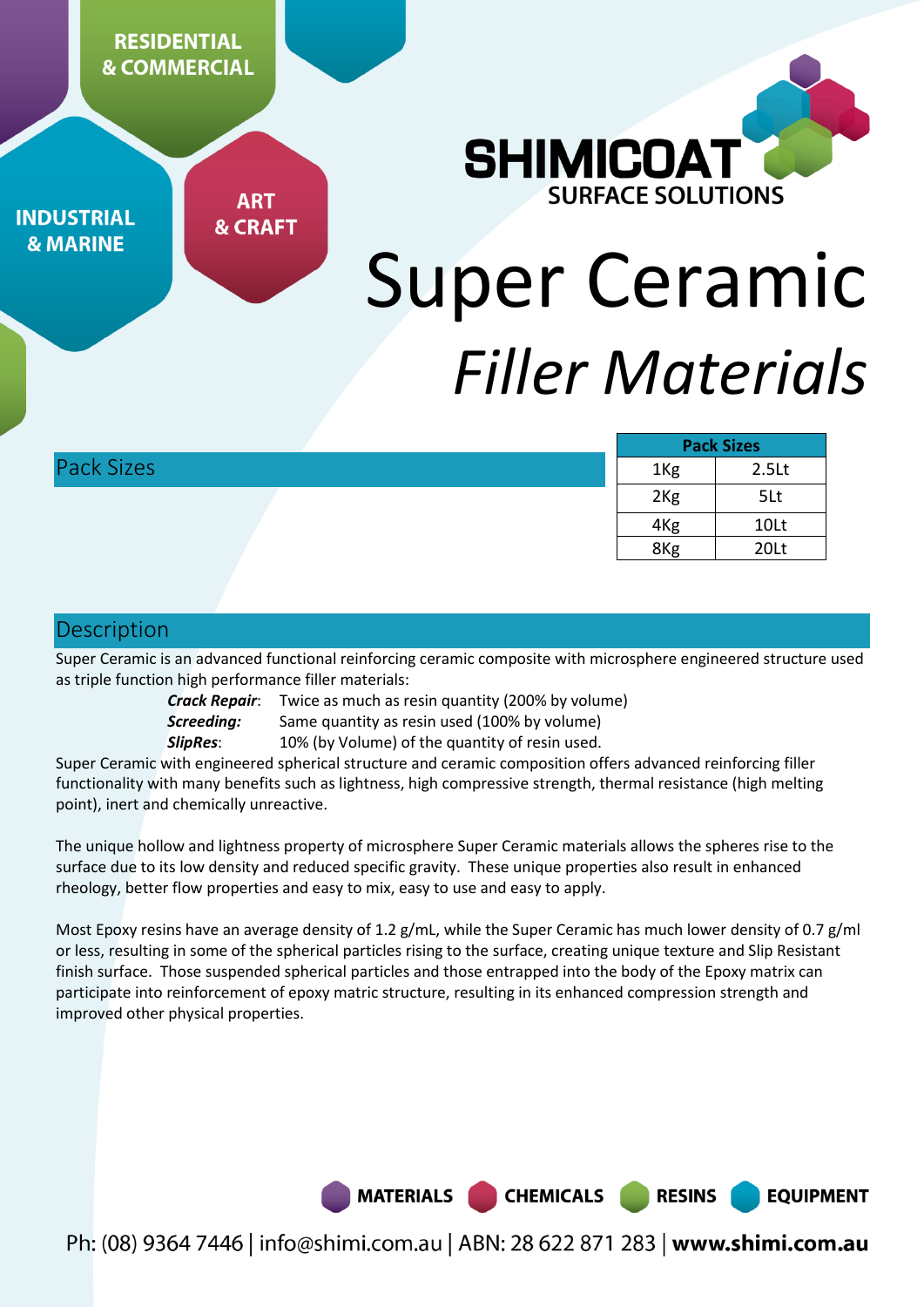RESIDENTIAL & COMMERCIAL

INDUSTRIAL & MARINE

ART & CRAFT

SHIMICOAT SURFACE SOLUTIONS

# Super Ceramic *Filler Materials*

## Pack Sizes

| Pack Sizes | |
|---|---|
| 1Kg | 2.5Lt |
| 2Kg | 5Lt |
| 4Kg | 10Lt |
| 8Kg | 20Lt |

## Description

Super Ceramic is an advanced functional reinforcing ceramic composite with microsphere engineered structure used as triple function high performance filler materials:

- ***Crack Repair***: Twice as much as resin quantity (200% by volume)
- ***Screeding:*** Same quantity as resin used (100% by volume)
- ***SlipRes***: 10% (by Volume) of the quantity of resin used.

Super Ceramic with engineered spherical structure and ceramic composition offers advanced reinforcing filler functionality with many benefits such as lightness, high compressive strength, thermal resistance (high melting point), inert and chemically unreactive.

The unique hollow and lightness property of microsphere Super Ceramic materials allows the spheres rise to the surface due to its low density and reduced specific gravity. These unique properties also result in enhanced rheology, better flow properties and easy to mix, easy to use and easy to apply.

Most Epoxy resins have an average density of 1.2 g/mL, while the Super Ceramic has much lower density of 0.7 g/ml or less, resulting in some of the spherical particles rising to the surface, creating unique texture and Slip Resistant finish surface. Those suspended spherical particles and those entrapped into the body of the Epoxy matrix can participate into reinforcement of epoxy matric structure, resulting in its enhanced compression strength and improved other physical properties.

MATERIALS CHEMICALS RESINS EQUIPMENT

Ph: (08) 9364 7446 | info@shimi.com.au | ABN: 28 622 871 283 | **www.shimi.com.au**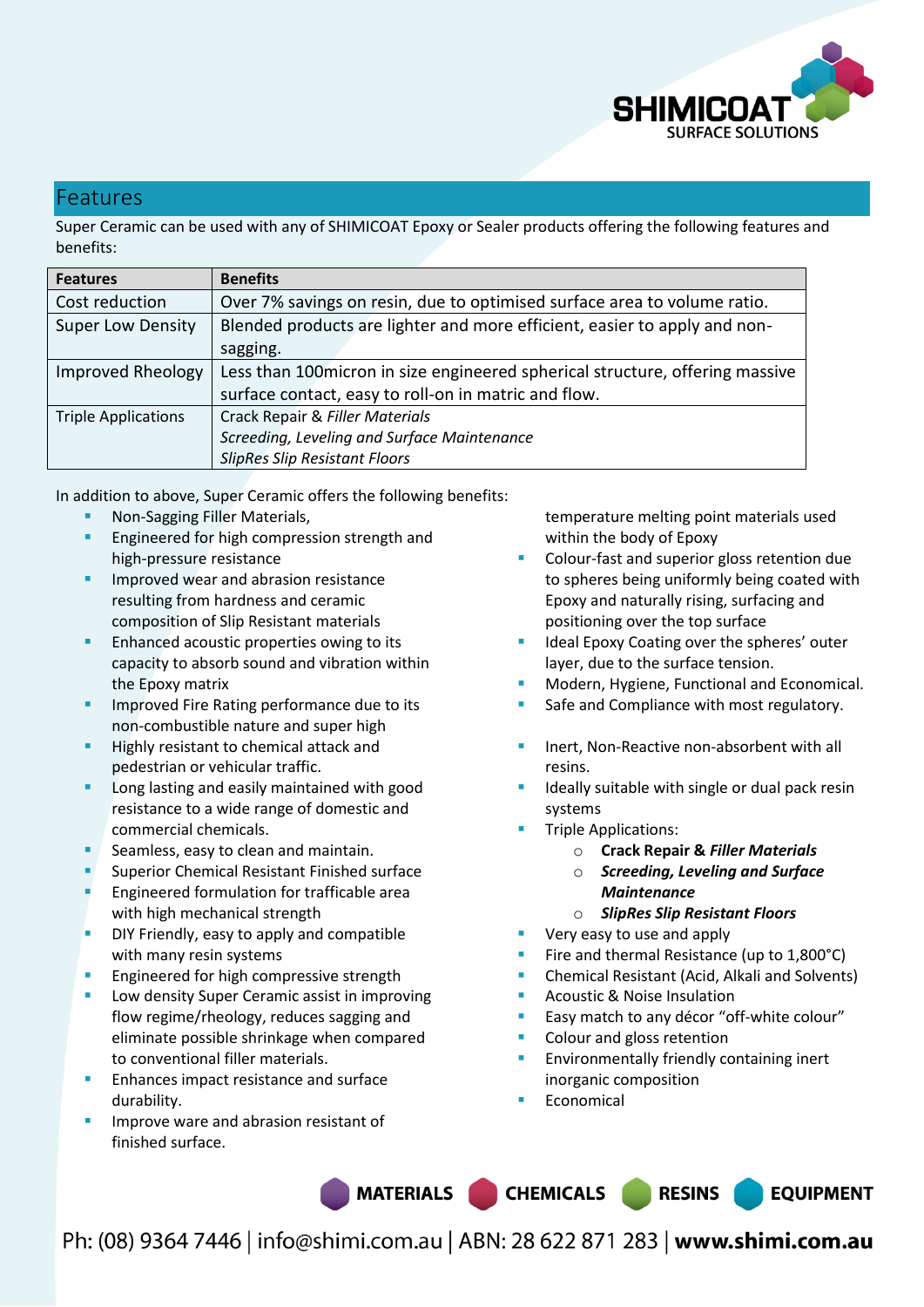## Features

Super Ceramic can be used with any of SHIMICOAT Epoxy or Sealer products offering the following features and benefits:

| Features | Benefits |
|---|---|
| Cost reduction | Over 7% savings on resin, due to optimised surface area to volume ratio. |
| Super Low Density | Blended products are lighter and more efficient, easier to apply and non-sagging. |
| Improved Rheology | Less than 100micron in size engineered spherical structure, offering massive surface contact, easy to roll-on in matric and flow. |
| Triple Applications | Crack Repair & *Filler Materials*<br>*Screeding, Leveling and Surface Maintenance*<br>*SlipRes Slip Resistant Floors* |

In addition to above, Super Ceramic offers the following benefits:

- Non-Sagging Filler Materials,
- Engineered for high compression strength and high-pressure resistance
- Improved wear and abrasion resistance resulting from hardness and ceramic composition of Slip Resistant materials
- Enhanced acoustic properties owing to its capacity to absorb sound and vibration within the Epoxy matrix
- Improved Fire Rating performance due to its non-combustible nature and super high temperature melting point materials used within the body of Epoxy
- Highly resistant to chemical attack and pedestrian or vehicular traffic.
- Long lasting and easily maintained with good resistance to a wide range of domestic and commercial chemicals.
- Seamless, easy to clean and maintain.
- Superior Chemical Resistant Finished surface
- Engineered formulation for trafficable area with high mechanical strength
- DIY Friendly, easy to apply and compatible with many resin systems
- Engineered for high compressive strength
- Low density Super Ceramic assist in improving flow regime/rheology, reduces sagging and eliminate possible shrinkage when compared to conventional filler materials.
- Enhances impact resistance and surface durability.
- Improve ware and abrasion resistant of finished surface.
- Colour-fast and superior gloss retention due to spheres being uniformly being coated with Epoxy and naturally rising, surfacing and positioning over the top surface
- Ideal Epoxy Coating over the spheres' outer layer, due to the surface tension.
- Modern, Hygiene, Functional and Economical.
- Safe and Compliance with most regulatory.
- Inert, Non-Reactive non-absorbent with all resins.
- Ideally suitable with single or dual pack resin systems
- Triple Applications:
  - **Crack Repair & *Filler Materials***
  - ***Screeding, Leveling and Surface Maintenance***
  - ***SlipRes Slip Resistant Floors***
- Very easy to use and apply
- Fire and thermal Resistance (up to 1,800°C)
- Chemical Resistant (Acid, Alkali and Solvents)
- Acoustic & Noise Insulation
- Easy match to any décor "off-white colour"
- Colour and gloss retention
- Environmentally friendly containing inert inorganic composition
- Economical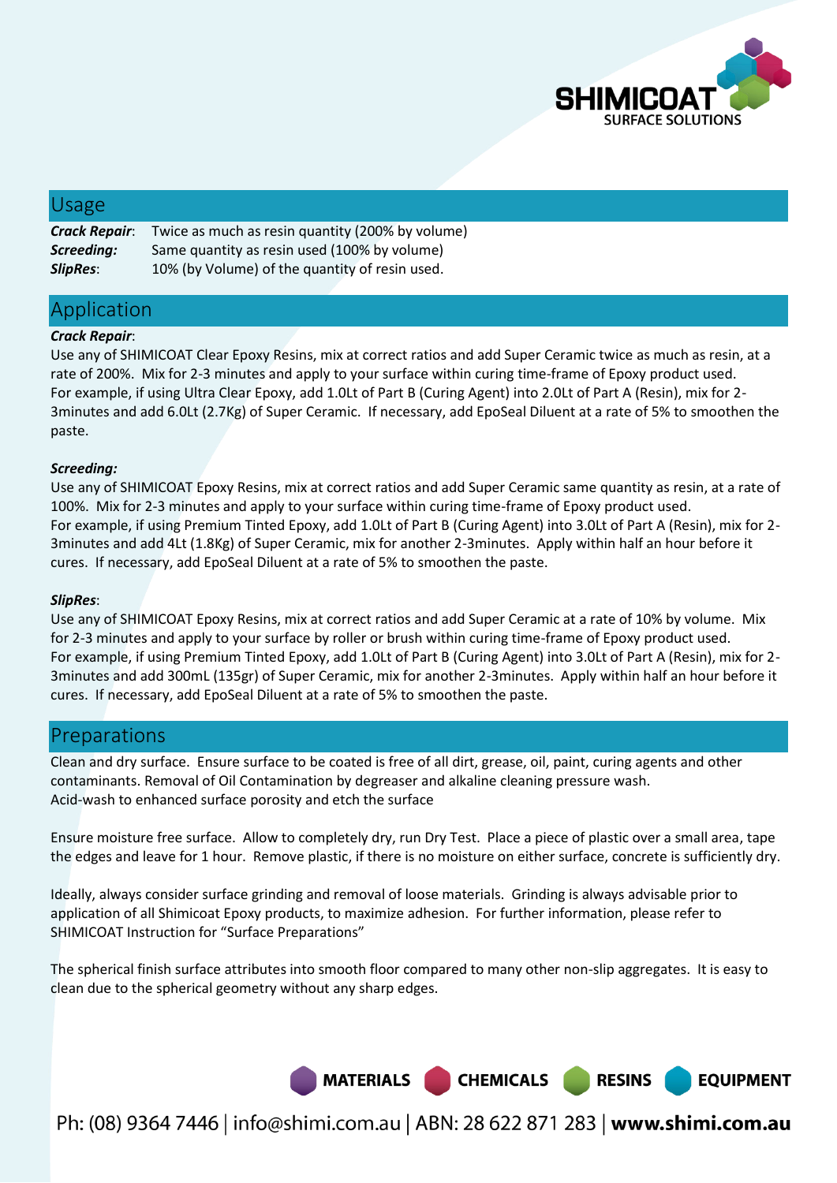## Usage

|  |  |
|---|---|
| ***Crack Repair***: | Twice as much as resin quantity (200% by volume) |
| ***Screeding:*** | Same quantity as resin used (100% by volume) |
| ***SlipRes***: | 10% (by Volume) of the quantity of resin used. |

## Application

***Crack Repair***:

Use any of SHIMICOAT Clear Epoxy Resins, mix at correct ratios and add Super Ceramic twice as much as resin, at a rate of 200%. Mix for 2-3 minutes and apply to your surface within curing time-frame of Epoxy product used. For example, if using Ultra Clear Epoxy, add 1.0Lt of Part B (Curing Agent) into 2.0Lt of Part A (Resin), mix for 2-3minutes and add 6.0Lt (2.7Kg) of Super Ceramic. If necessary, add EpoSeal Diluent at a rate of 5% to smoothen the paste.

***Screeding:***

Use any of SHIMICOAT Epoxy Resins, mix at correct ratios and add Super Ceramic same quantity as resin, at a rate of 100%. Mix for 2-3 minutes and apply to your surface within curing time-frame of Epoxy product used. For example, if using Premium Tinted Epoxy, add 1.0Lt of Part B (Curing Agent) into 3.0Lt of Part A (Resin), mix for 2-3minutes and add 4Lt (1.8Kg) of Super Ceramic, mix for another 2-3minutes. Apply within half an hour before it cures. If necessary, add EpoSeal Diluent at a rate of 5% to smoothen the paste.

***SlipRes***:

Use any of SHIMICOAT Epoxy Resins, mix at correct ratios and add Super Ceramic at a rate of 10% by volume. Mix for 2-3 minutes and apply to your surface by roller or brush within curing time-frame of Epoxy product used. For example, if using Premium Tinted Epoxy, add 1.0Lt of Part B (Curing Agent) into 3.0Lt of Part A (Resin), mix for 2-3minutes and add 300mL (135gr) of Super Ceramic, mix for another 2-3minutes. Apply within half an hour before it cures. If necessary, add EpoSeal Diluent at a rate of 5% to smoothen the paste.

## Preparations

Clean and dry surface. Ensure surface to be coated is free of all dirt, grease, oil, paint, curing agents and other contaminants. Removal of Oil Contamination by degreaser and alkaline cleaning pressure wash. Acid-wash to enhanced surface porosity and etch the surface

Ensure moisture free surface. Allow to completely dry, run Dry Test. Place a piece of plastic over a small area, tape the edges and leave for 1 hour. Remove plastic, if there is no moisture on either surface, concrete is sufficiently dry.

Ideally, always consider surface grinding and removal of loose materials. Grinding is always advisable prior to application of all Shimicoat Epoxy products, to maximize adhesion. For further information, please refer to SHIMICOAT Instruction for "Surface Preparations"

The spherical finish surface attributes into smooth floor compared to many other non-slip aggregates. It is easy to clean due to the spherical geometry without any sharp edges.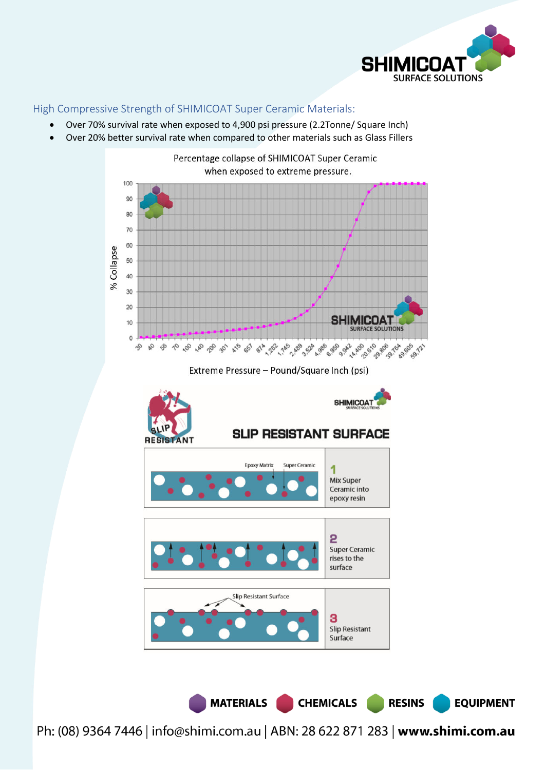## High Compressive Strength of SHIMICOAT Super Ceramic Materials:

- Over 70% survival rate when exposed to 4,900 psi pressure (2.2Tonne/ Square Inch)
- Over 20% better survival rate when compared to other materials such as Glass Fillers

Percentage collapse of SHIMICOAT Super Ceramic when exposed to extreme pressure.

Extreme Pressure – Pound/Square Inch (psi)

## SLIP RESISTANT SURFACE

1. Mix Super Ceramic into epoxy resin
2. Super Ceramic rises to the surface
3. Slip Resistant Surface

MATERIALS CHEMICALS RESINS EQUIPMENT

Ph: (08) 9364 7446 | info@shimi.com.au | ABN: 28 622 871 283 | **www.shimi.com.au**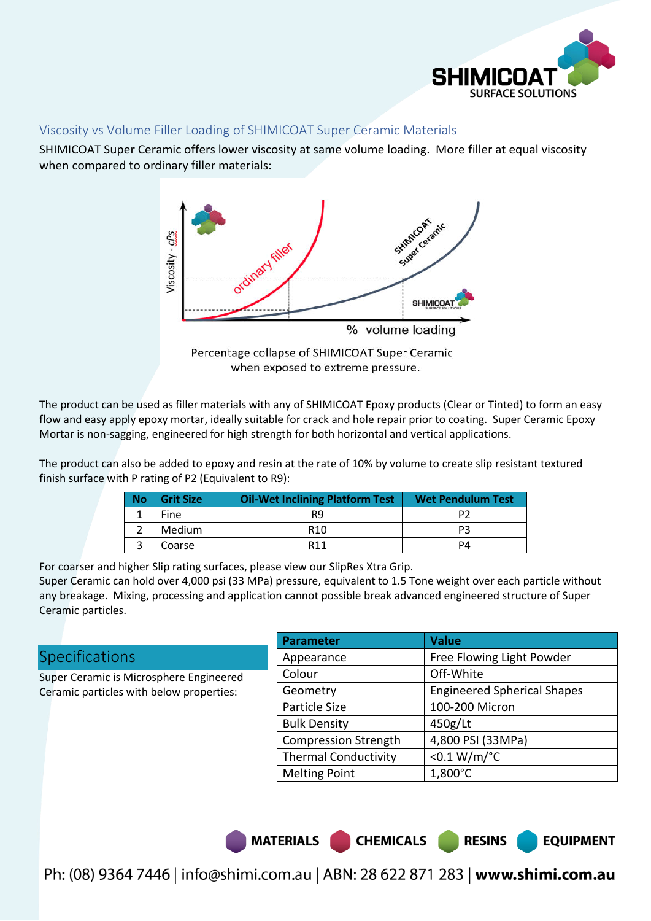## Viscosity vs Volume Filler Loading of SHIMICOAT Super Ceramic Materials

SHIMICOAT Super Ceramic offers lower viscosity at same volume loading. More filler at equal viscosity when compared to ordinary filler materials:

Percentage collapse of SHIMICOAT Super Ceramic when exposed to extreme pressure.

The product can be used as filler materials with any of SHIMICOAT Epoxy products (Clear or Tinted) to form an easy flow and easy apply epoxy mortar, ideally suitable for crack and hole repair prior to coating. Super Ceramic Epoxy Mortar is non-sagging, engineered for high strength for both horizontal and vertical applications.

The product can also be added to epoxy and resin at the rate of 10% by volume to create slip resistant textured finish surface with P rating of P2 (Equivalent to R9):

| No | Grit Size | Oil-Wet Inclining Platform Test | Wet Pendulum Test |
|---|---|---|---|
| 1 | Fine | R9 | P2 |
| 2 | Medium | R10 | P3 |
| 3 | Coarse | R11 | P4 |

For coarser and higher Slip rating surfaces, please view our SlipRes Xtra Grip.
Super Ceramic can hold over 4,000 psi (33 MPa) pressure, equivalent to 1.5 Tone weight over each particle without any breakage. Mixing, processing and application cannot possible break advanced engineered structure of Super Ceramic particles.

## Specifications

Super Ceramic is Microsphere Engineered Ceramic particles with below properties:

| Parameter | Value |
|---|---|
| Appearance | Free Flowing Light Powder |
| Colour | Off-White |
| Geometry | Engineered Spherical Shapes |
| Particle Size | 100-200 Micron |
| Bulk Density | 450g/Lt |
| Compression Strength | 4,800 PSI (33MPa) |
| Thermal Conductivity | <0.1 W/m/°C |
| Melting Point | 1,800°C |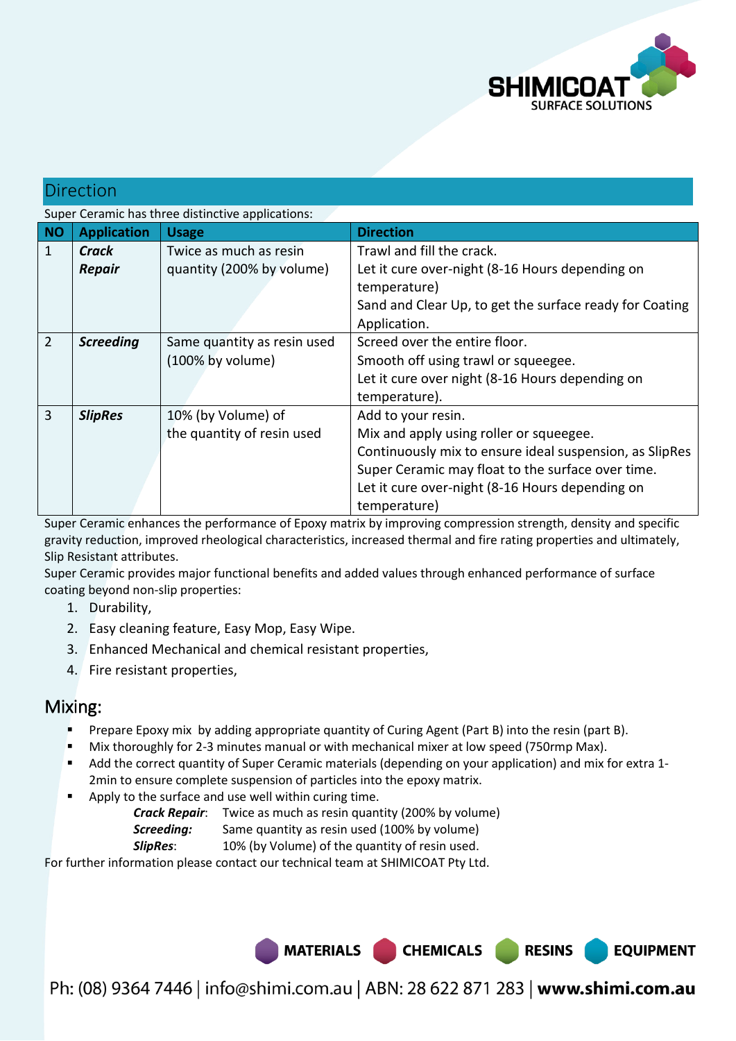## Direction

Super Ceramic has three distinctive applications:

| NO | Application | Usage | Direction |
|---|---|---|---|
| 1 | ***Crack Repair*** | Twice as much as resin quantity (200% by volume) | Trawl and fill the crack. Let it cure over-night (8-16 Hours depending on temperature) Sand and Clear Up, to get the surface ready for Coating Application. |
| 2 | ***Screeding*** | Same quantity as resin used (100% by volume) | Screed over the entire floor. Smooth off using trawl or squeegee. Let it cure over night (8-16 Hours depending on temperature). |
| 3 | ***SlipRes*** | 10% (by Volume) of the quantity of resin used | Add to your resin. Mix and apply using roller or squeegee. Continuously mix to ensure ideal suspension, as SlipRes Super Ceramic may float to the surface over time. Let it cure over-night (8-16 Hours depending on temperature) |

Super Ceramic enhances the performance of Epoxy matrix by improving compression strength, density and specific gravity reduction, improved rheological characteristics, increased thermal and fire rating properties and ultimately, Slip Resistant attributes.

Super Ceramic provides major functional benefits and added values through enhanced performance of surface coating beyond non-slip properties:

1. Durability,
2. Easy cleaning feature, Easy Mop, Easy Wipe.
3. Enhanced Mechanical and chemical resistant properties,
4. Fire resistant properties,

## Mixing:

- Prepare Epoxy mix by adding appropriate quantity of Curing Agent (Part B) into the resin (part B).
- Mix thoroughly for 2-3 minutes manual or with mechanical mixer at low speed (750rmp Max).
- Add the correct quantity of Super Ceramic materials (depending on your application) and mix for extra 1-2min to ensure complete suspension of particles into the epoxy matrix.
- Apply to the surface and use well within curing time.

  ***Crack Repair***: Twice as much as resin quantity (200% by volume)
  ***Screeding:*** Same quantity as resin used (100% by volume)
  ***SlipRes***: 10% (by Volume) of the quantity of resin used.

For further information please contact our technical team at SHIMICOAT Pty Ltd.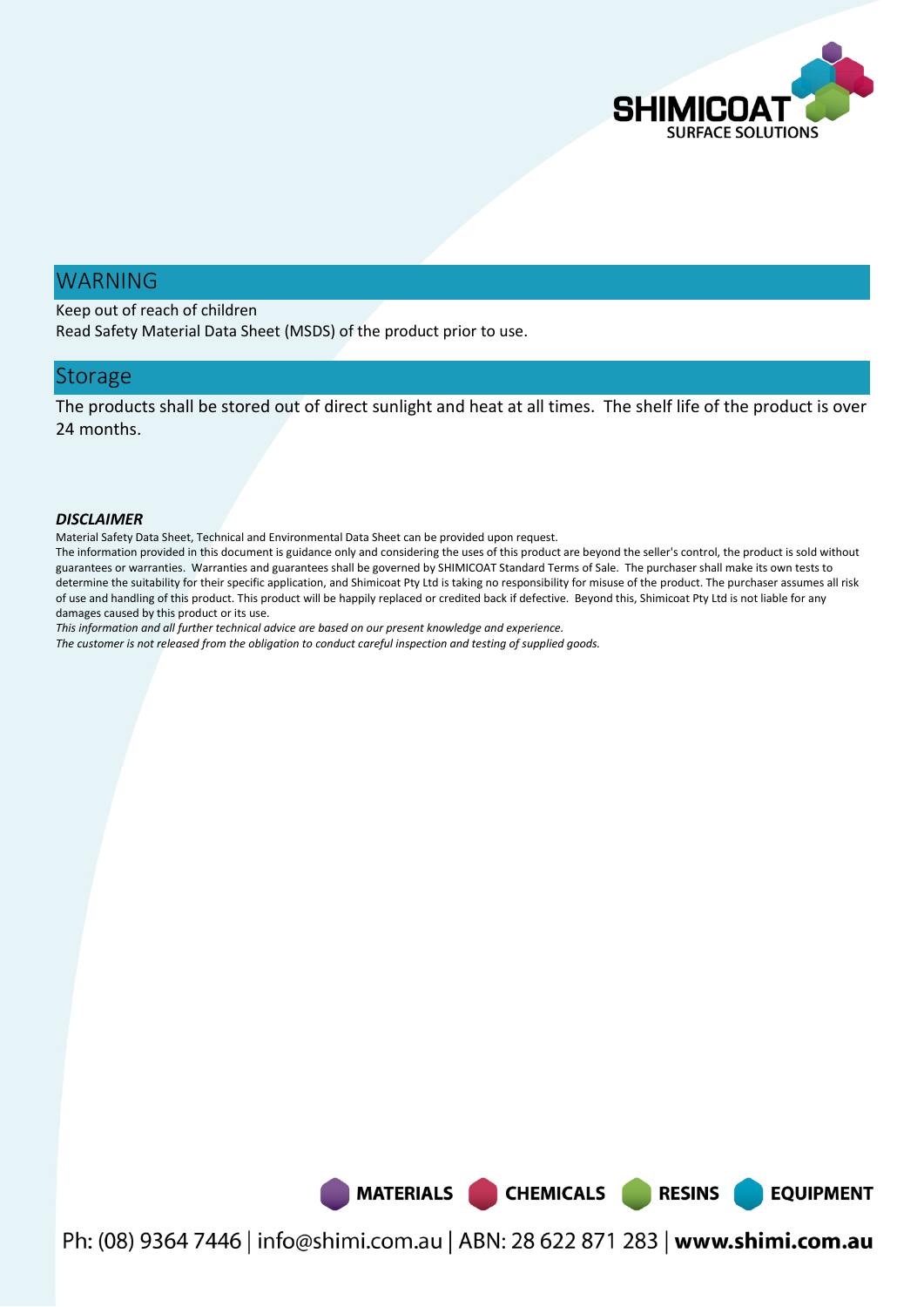## WARNING

Keep out of reach of children
Read Safety Material Data Sheet (MSDS) of the product prior to use.

## Storage

The products shall be stored out of direct sunlight and heat at all times. The shelf life of the product is over 24 months.

***DISCLAIMER***

Material Safety Data Sheet, Technical and Environmental Data Sheet can be provided upon request.
The information provided in this document is guidance only and considering the uses of this product are beyond the seller's control, the product is sold without guarantees or warranties. Warranties and guarantees shall be governed by SHIMICOAT Standard Terms of Sale. The purchaser shall make its own tests to determine the suitability for their specific application, and Shimicoat Pty Ltd is taking no responsibility for misuse of the product. The purchaser assumes all risk of use and handling of this product. This product will be happily replaced or credited back if defective. Beyond this, Shimicoat Pty Ltd is not liable for any damages caused by this product or its use.
*This information and all further technical advice are based on our present knowledge and experience.*
*The customer is not released from the obligation to conduct careful inspection and testing of supplied goods.*